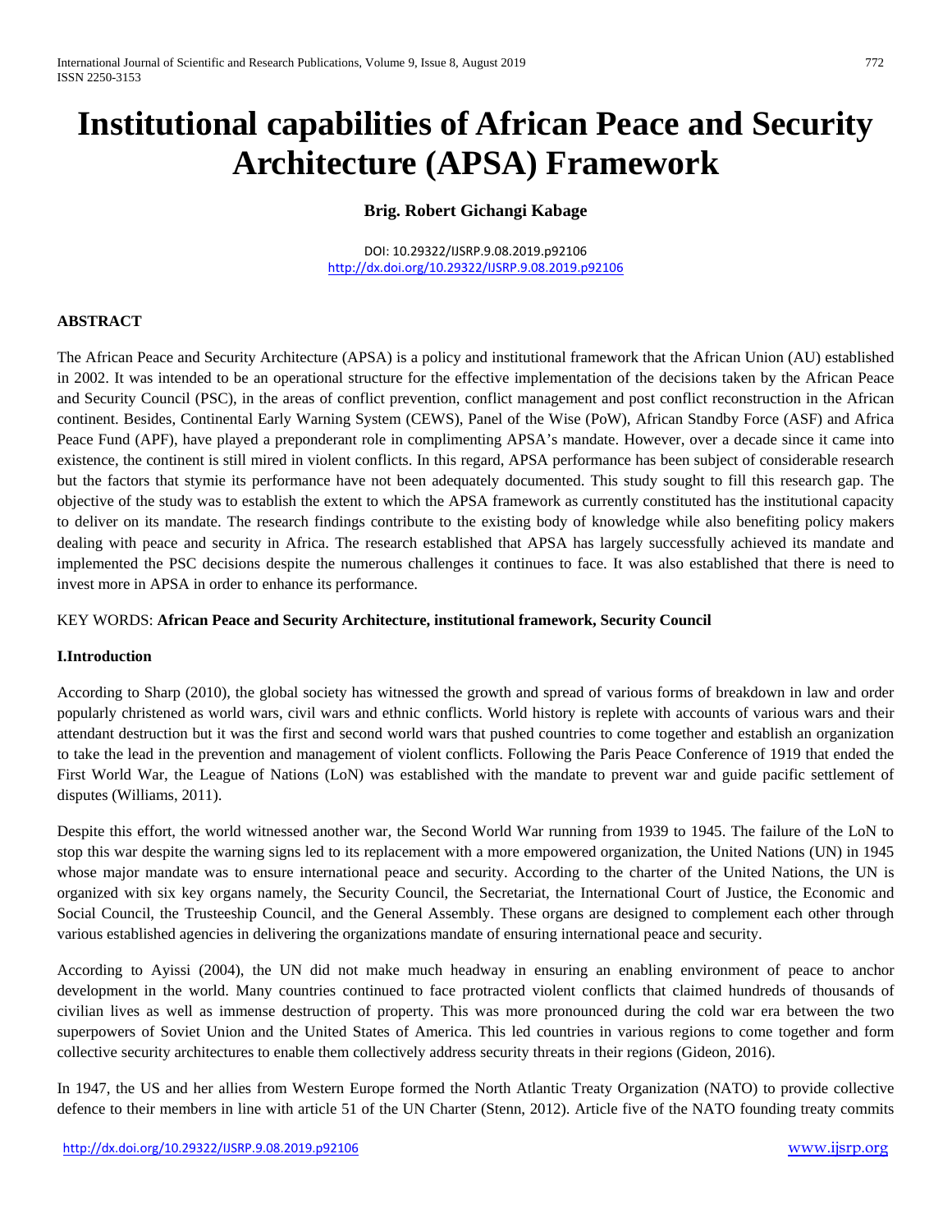# Institutional capabilities of African Peace and Security Architecture (APSA) Framework

**Brig. Robert Gichangi Kabage**

DOI: 10.29322/IJSRP.9.08.2019.p92106
http://dx.doi.org/10.29322/IJSRP.9.08.2019.p92106

**ABSTRACT**

The African Peace and Security Architecture (APSA) is a policy and institutional framework that the African Union (AU) established in 2002. It was intended to be an operational structure for the effective implementation of the decisions taken by the African Peace and Security Council (PSC), in the areas of conflict prevention, conflict management and post conflict reconstruction in the African continent. Besides, Continental Early Warning System (CEWS), Panel of the Wise (PoW), African Standby Force (ASF) and Africa Peace Fund (APF), have played a preponderant role in complimenting APSA's mandate. However, over a decade since it came into existence, the continent is still mired in violent conflicts. In this regard, APSA performance has been subject of considerable research but the factors that stymie its performance have not been adequately documented. This study sought to fill this research gap. The objective of the study was to establish the extent to which the APSA framework as currently constituted has the institutional capacity to deliver on its mandate. The research findings contribute to the existing body of knowledge while also benefiting policy makers dealing with peace and security in Africa. The research established that APSA has largely successfully achieved its mandate and implemented the PSC decisions despite the numerous challenges it continues to face. It was also established that there is need to invest more in APSA in order to enhance its performance.

KEY WORDS: **African Peace and Security Architecture, institutional framework, Security Council**

## I.Introduction

According to Sharp (2010), the global society has witnessed the growth and spread of various forms of breakdown in law and order popularly christened as world wars, civil wars and ethnic conflicts. World history is replete with accounts of various wars and their attendant destruction but it was the first and second world wars that pushed countries to come together and establish an organization to take the lead in the prevention and management of violent conflicts. Following the Paris Peace Conference of 1919 that ended the First World War, the League of Nations (LoN) was established with the mandate to prevent war and guide pacific settlement of disputes (Williams, 2011).

Despite this effort, the world witnessed another war, the Second World War running from 1939 to 1945. The failure of the LoN to stop this war despite the warning signs led to its replacement with a more empowered organization, the United Nations (UN) in 1945 whose major mandate was to ensure international peace and security. According to the charter of the United Nations, the UN is organized with six key organs namely, the Security Council, the Secretariat, the International Court of Justice, the Economic and Social Council, the Trusteeship Council, and the General Assembly. These organs are designed to complement each other through various established agencies in delivering the organizations mandate of ensuring international peace and security.

According to Ayissi (2004), the UN did not make much headway in ensuring an enabling environment of peace to anchor development in the world. Many countries continued to face protracted violent conflicts that claimed hundreds of thousands of civilian lives as well as immense destruction of property. This was more pronounced during the cold war era between the two superpowers of Soviet Union and the United States of America. This led countries in various regions to come together and form collective security architectures to enable them collectively address security threats in their regions (Gideon, 2016).

In 1947, the US and her allies from Western Europe formed the North Atlantic Treaty Organization (NATO) to provide collective defence to their members in line with article 51 of the UN Charter (Stenn, 2012). Article five of the NATO founding treaty commits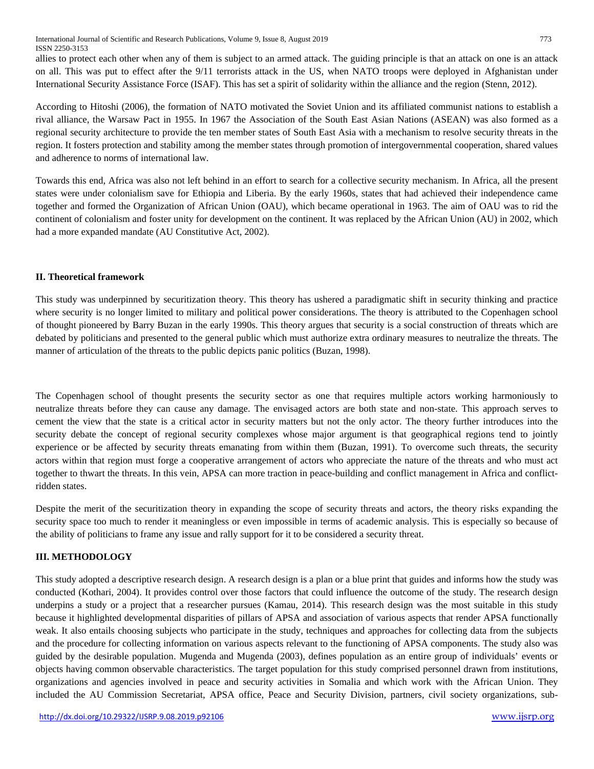allies to protect each other when any of them is subject to an armed attack. The guiding principle is that an attack on one is an attack on all. This was put to effect after the 9/11 terrorists attack in the US, when NATO troops were deployed in Afghanistan under International Security Assistance Force (ISAF). This has set a spirit of solidarity within the alliance and the region (Stenn, 2012).

According to Hitoshi (2006), the formation of NATO motivated the Soviet Union and its affiliated communist nations to establish a rival alliance, the Warsaw Pact in 1955. In 1967 the Association of the South East Asian Nations (ASEAN) was also formed as a regional security architecture to provide the ten member states of South East Asia with a mechanism to resolve security threats in the region. It fosters protection and stability among the member states through promotion of intergovernmental cooperation, shared values and adherence to norms of international law.

Towards this end, Africa was also not left behind in an effort to search for a collective security mechanism. In Africa, all the present states were under colonialism save for Ethiopia and Liberia. By the early 1960s, states that had achieved their independence came together and formed the Organization of African Union (OAU), which became operational in 1963. The aim of OAU was to rid the continent of colonialism and foster unity for development on the continent. It was replaced by the African Union (AU) in 2002, which had a more expanded mandate (AU Constitutive Act, 2002).

## II. Theoretical framework

This study was underpinned by securitization theory. This theory has ushered a paradigmatic shift in security thinking and practice where security is no longer limited to military and political power considerations. The theory is attributed to the Copenhagen school of thought pioneered by Barry Buzan in the early 1990s. This theory argues that security is a social construction of threats which are debated by politicians and presented to the general public which must authorize extra ordinary measures to neutralize the threats. The manner of articulation of the threats to the public depicts panic politics (Buzan, 1998).

The Copenhagen school of thought presents the security sector as one that requires multiple actors working harmoniously to neutralize threats before they can cause any damage. The envisaged actors are both state and non-state. This approach serves to cement the view that the state is a critical actor in security matters but not the only actor. The theory further introduces into the security debate the concept of regional security complexes whose major argument is that geographical regions tend to jointly experience or be affected by security threats emanating from within them (Buzan, 1991). To overcome such threats, the security actors within that region must forge a cooperative arrangement of actors who appreciate the nature of the threats and who must act together to thwart the threats. In this vein, APSA can more traction in peace-building and conflict management in Africa and conflict-ridden states.

Despite the merit of the securitization theory in expanding the scope of security threats and actors, the theory risks expanding the security space too much to render it meaningless or even impossible in terms of academic analysis. This is especially so because of the ability of politicians to frame any issue and rally support for it to be considered a security threat.

## III. METHODOLOGY

This study adopted a descriptive research design. A research design is a plan or a blue print that guides and informs how the study was conducted (Kothari, 2004). It provides control over those factors that could influence the outcome of the study. The research design underpins a study or a project that a researcher pursues (Kamau, 2014). This research design was the most suitable in this study because it highlighted developmental disparities of pillars of APSA and association of various aspects that render APSA functionally weak. It also entails choosing subjects who participate in the study, techniques and approaches for collecting data from the subjects and the procedure for collecting information on various aspects relevant to the functioning of APSA components. The study also was guided by the desirable population. Mugenda and Mugenda (2003), defines population as an entire group of individuals' events or objects having common observable characteristics. The target population for this study comprised personnel drawn from institutions, organizations and agencies involved in peace and security activities in Somalia and which work with the African Union. They included the AU Commission Secretariat, APSA office, Peace and Security Division, partners, civil society organizations, sub-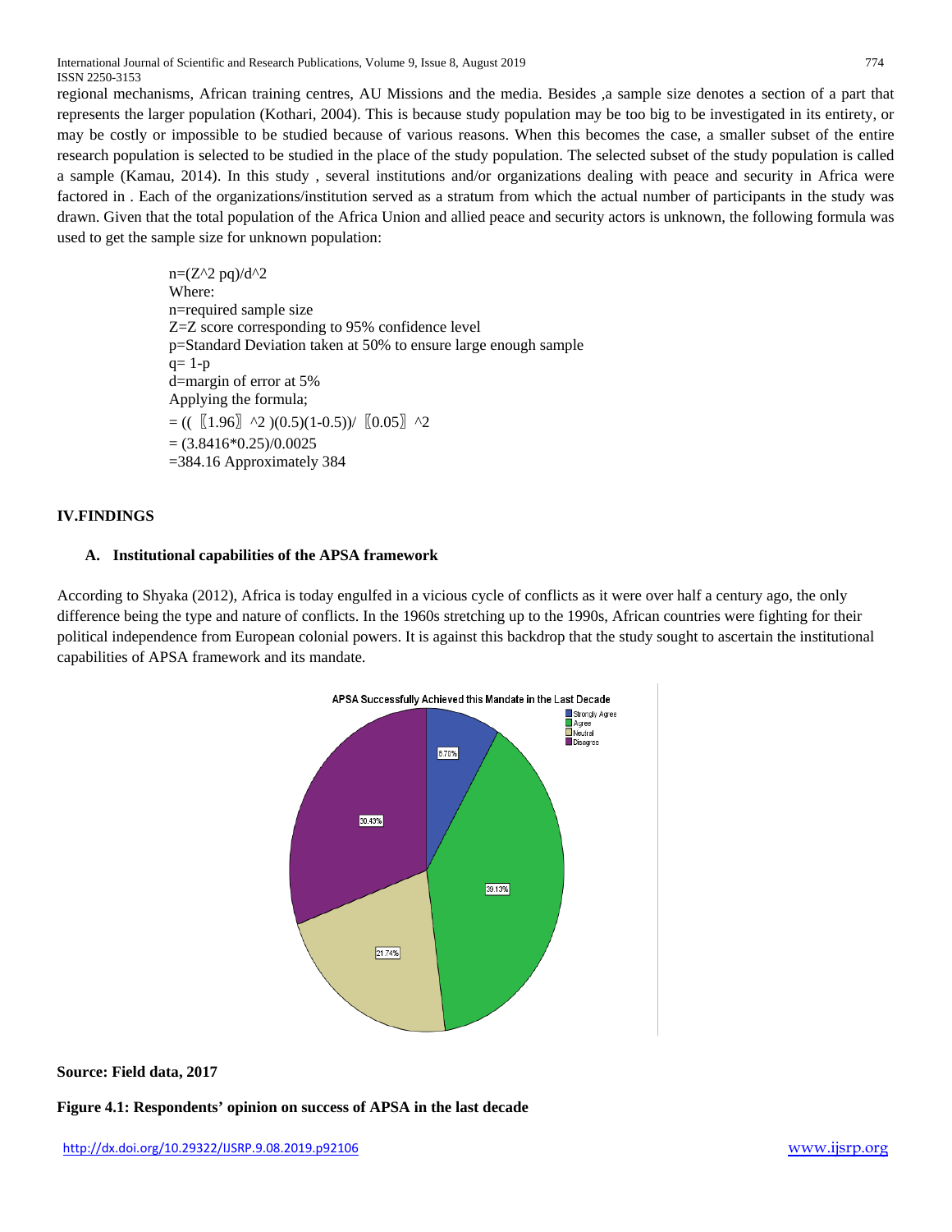regional mechanisms, African training centres, AU Missions and the media. Besides ,a sample size denotes a section of a part that represents the larger population (Kothari, 2004). This is because study population may be too big to be investigated in its entirety, or may be costly or impossible to be studied because of various reasons. When this becomes the case, a smaller subset of the entire research population is selected to be studied in the place of the study population. The selected subset of the study population is called a sample (Kamau, 2014). In this study , several institutions and/or organizations dealing with peace and security in Africa were factored in . Each of the organizations/institution served as a stratum from which the actual number of participants in the study was drawn. Given that the total population of the Africa Union and allied peace and security actors is unknown, the following formula was used to get the sample size for unknown population:

$$n=(Z^2 pq)/d^2$$

Where:

n=required sample size

Z=Z score corresponding to 95% confidence level

p=Standard Deviation taken at 50% to ensure large enough sample

q= 1-p

d=margin of error at 5%

Applying the formula;

$$= ((1.96^2)(0.5)(1-0.5))/0.05^2$$

$$= (3.8416*0.25)/0.0025$$

=384.16 Approximately 384

## IV.FINDINGS

### A. Institutional capabilities of the APSA framework

According to Shyaka (2012), Africa is today engulfed in a vicious cycle of conflicts as it were over half a century ago, the only difference being the type and nature of conflicts. In the 1960s stretching up to the 1990s, African countries were fighting for their political independence from European colonial powers. It is against this backdrop that the study sought to ascertain the institutional capabilities of APSA framework and its mandate.

APSA Successfully Achieved this Mandate in the Last Decade

Strongly Agree 8.70%; Agree 39.13%; Neutral 21.74%; Disagree 30.43%

**Source: Field data, 2017**

**Figure 4.1: Respondents' opinion on success of APSA in the last decade**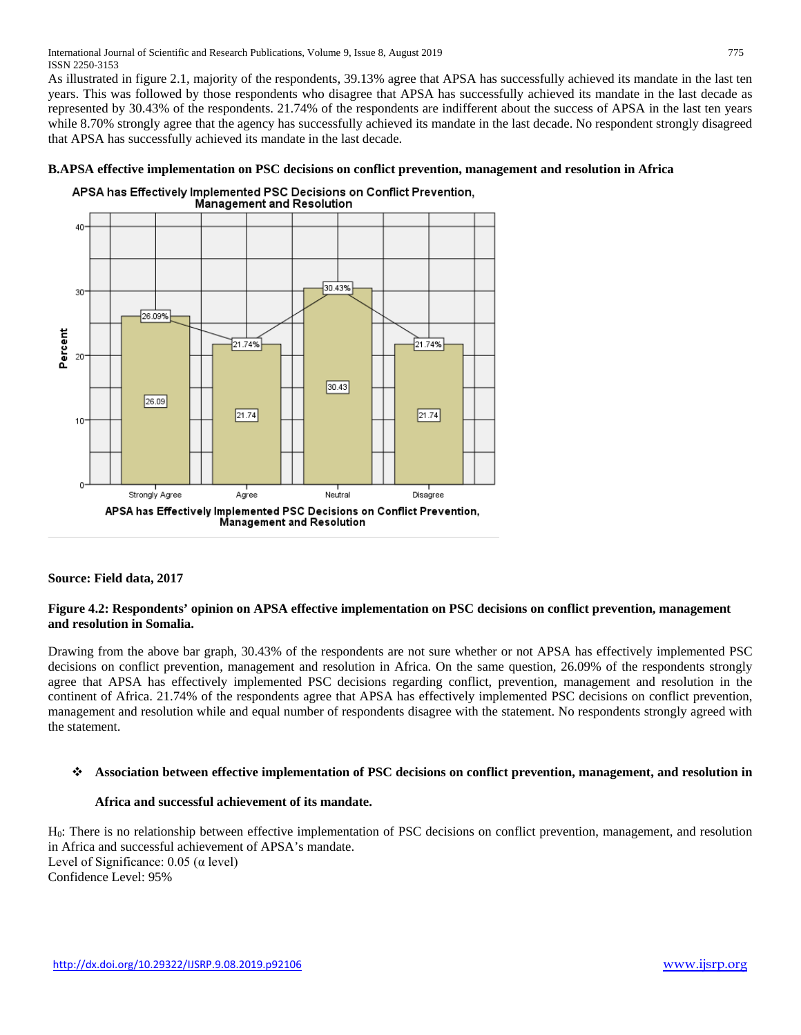As illustrated in figure 2.1, majority of the respondents, 39.13% agree that APSA has successfully achieved its mandate in the last ten years. This was followed by those respondents who disagree that APSA has successfully achieved its mandate in the last decade as represented by 30.43% of the respondents. 21.74% of the respondents are indifferent about the success of APSA in the last ten years while 8.70% strongly agree that the agency has successfully achieved its mandate in the last decade. No respondent strongly disagreed that APSA has successfully achieved its mandate in the last decade.

**B.APSA effective implementation on PSC decisions on conflict prevention, management and resolution in Africa**

**Source: Field data, 2017**

**Figure 4.2: Respondents' opinion on APSA effective implementation on PSC decisions on conflict prevention, management and resolution in Somalia.**

Drawing from the above bar graph, 30.43% of the respondents are not sure whether or not APSA has effectively implemented PSC decisions on conflict prevention, management and resolution in Africa. On the same question, 26.09% of the respondents strongly agree that APSA has effectively implemented PSC decisions regarding conflict, prevention, management and resolution in the continent of Africa. 21.74% of the respondents agree that APSA has effectively implemented PSC decisions on conflict prevention, management and resolution while and equal number of respondents disagree with the statement. No respondents strongly agreed with the statement.

- **Association between effective implementation of PSC decisions on conflict prevention, management, and resolution in Africa and successful achievement of its mandate.**

$H_0$: There is no relationship between effective implementation of PSC decisions on conflict prevention, management, and resolution in Africa and successful achievement of APSA's mandate.
Level of Significance: 0.05 (α level)
Confidence Level: 95%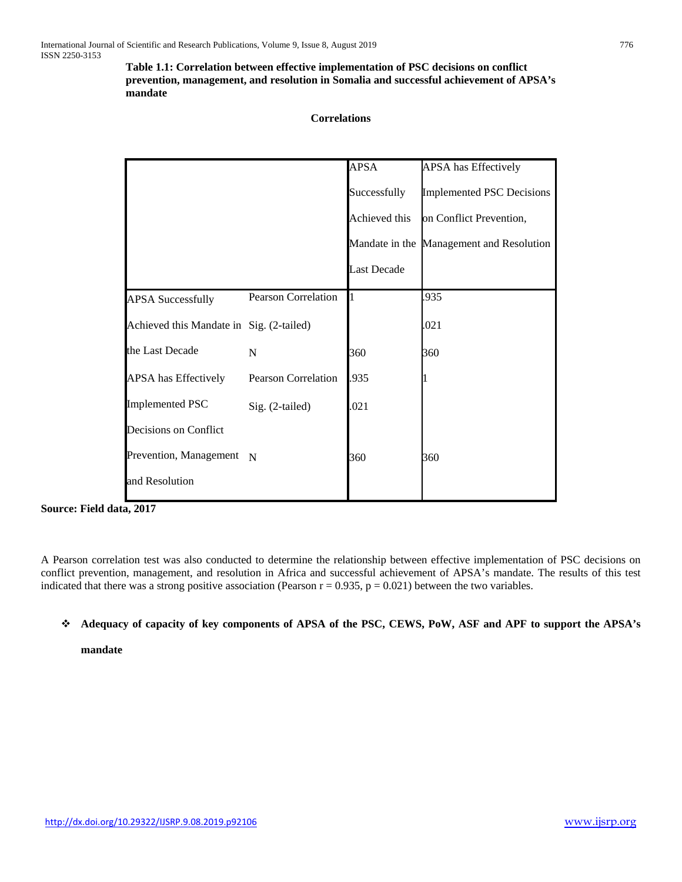**Table 1.1: Correlation between effective implementation of PSC decisions on conflict prevention, management, and resolution in Somalia and successful achievement of APSA's mandate**

**Correlations**

| | | APSA Successfully Achieved this Mandate in the Last Decade | APSA has Effectively Implemented PSC Decisions on Conflict Prevention, Management and Resolution |
|---|---|---|---|
| APSA Successfully Achieved this Mandate in the Last Decade | Pearson Correlation | 1 | .935 |
| | Sig. (2-tailed) | | .021 |
| | N | 360 | 360 |
| APSA has Effectively Implemented PSC Decisions on Conflict Prevention, Management and Resolution | Pearson Correlation | .935 | 1 |
| | Sig. (2-tailed) | .021 | |
| | N | 360 | 360 |

**Source: Field data, 2017**

A Pearson correlation test was also conducted to determine the relationship between effective implementation of PSC decisions on conflict prevention, management, and resolution in Africa and successful achievement of APSA's mandate. The results of this test indicated that there was a strong positive association (Pearson $r = 0.935$, $p = 0.021$) between the two variables.

- **Adequacy of capacity of key components of APSA of the PSC, CEWS, PoW, ASF and APF to support the APSA's mandate**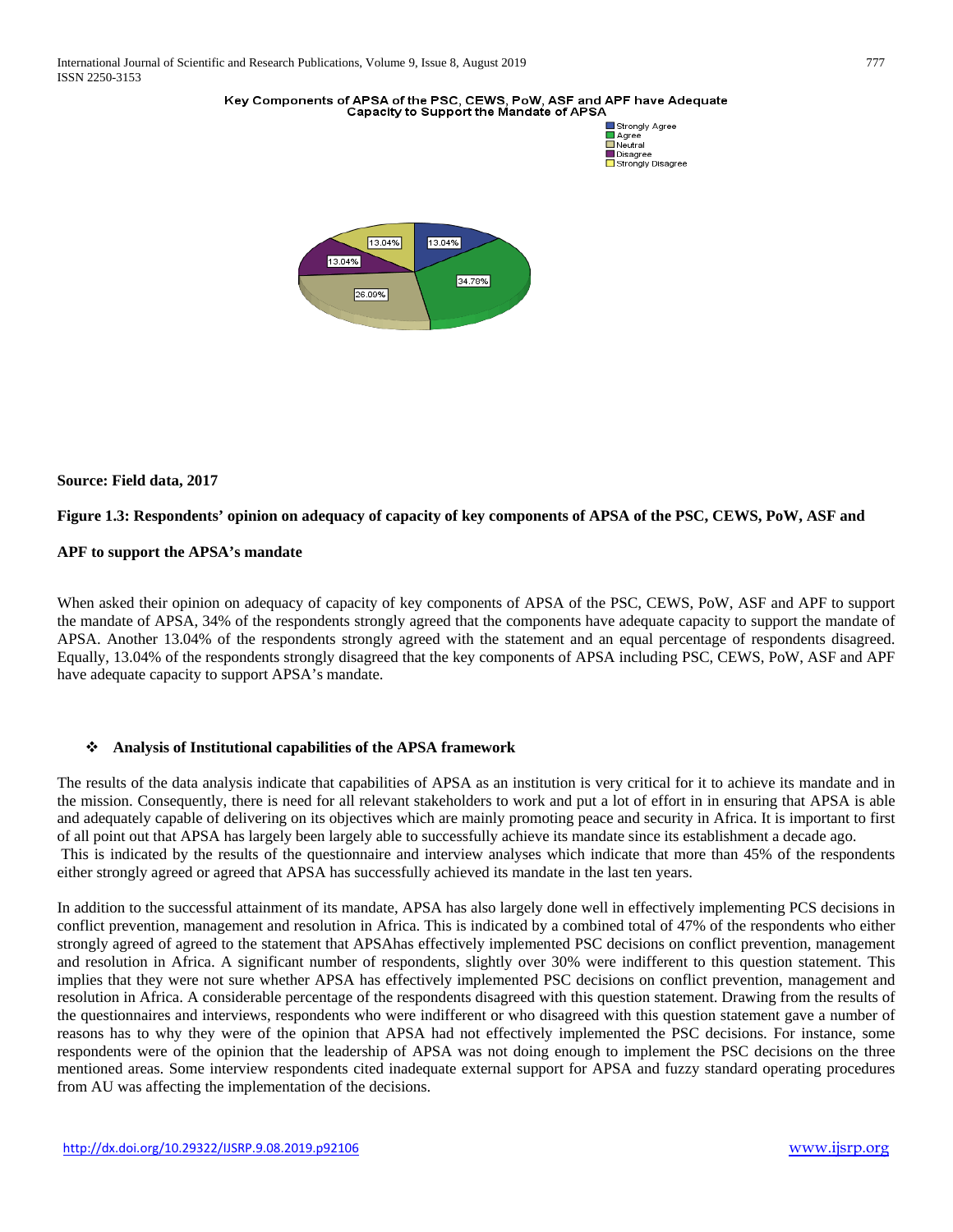Key Components of APSA of the PSC, CEWS, PoW, ASF and APF have Adequate Capacity to Support the Mandate of APSA

- Strongly Agree: 13.04%
- Agree: 34.78%
- Neutral: 26.09%
- Disagree: 13.04%
- Strongly Disagree: 13.04%

**Source: Field data, 2017**

**Figure 1.3: Respondents' opinion on adequacy of capacity of key components of APSA of the PSC, CEWS, PoW, ASF and APF to support the APSA's mandate**

When asked their opinion on adequacy of capacity of key components of APSA of the PSC, CEWS, PoW, ASF and APF to support the mandate of APSA, 34% of the respondents strongly agreed that the components have adequate capacity to support the mandate of APSA. Another 13.04% of the respondents strongly agreed with the statement and an equal percentage of respondents disagreed. Equally, 13.04% of the respondents strongly disagreed that the key components of APSA including PSC, CEWS, PoW, ASF and APF have adequate capacity to support APSA's mandate.

- **Analysis of Institutional capabilities of the APSA framework**

The results of the data analysis indicate that capabilities of APSA as an institution is very critical for it to achieve its mandate and in the mission. Consequently, there is need for all relevant stakeholders to work and put a lot of effort in in ensuring that APSA is able and adequately capable of delivering on its objectives which are mainly promoting peace and security in Africa. It is important to first of all point out that APSA has largely been largely able to successfully achieve its mandate since its establishment a decade ago. This is indicated by the results of the questionnaire and interview analyses which indicate that more than 45% of the respondents either strongly agreed or agreed that APSA has successfully achieved its mandate in the last ten years.

In addition to the successful attainment of its mandate, APSA has also largely done well in effectively implementing PCS decisions in conflict prevention, management and resolution in Africa. This is indicated by a combined total of 47% of the respondents who either strongly agreed of agreed to the statement that APSAhas effectively implemented PSC decisions on conflict prevention, management and resolution in Africa. A significant number of respondents, slightly over 30% were indifferent to this question statement. This implies that they were not sure whether APSA has effectively implemented PSC decisions on conflict prevention, management and resolution in Africa. A considerable percentage of the respondents disagreed with this question statement. Drawing from the results of the questionnaires and interviews, respondents who were indifferent or who disagreed with this question statement gave a number of reasons has to why they were of the opinion that APSA had not effectively implemented the PSC decisions. For instance, some respondents were of the opinion that the leadership of APSA was not doing enough to implement the PSC decisions on the three mentioned areas. Some interview respondents cited inadequate external support for APSA and fuzzy standard operating procedures from AU was affecting the implementation of the decisions.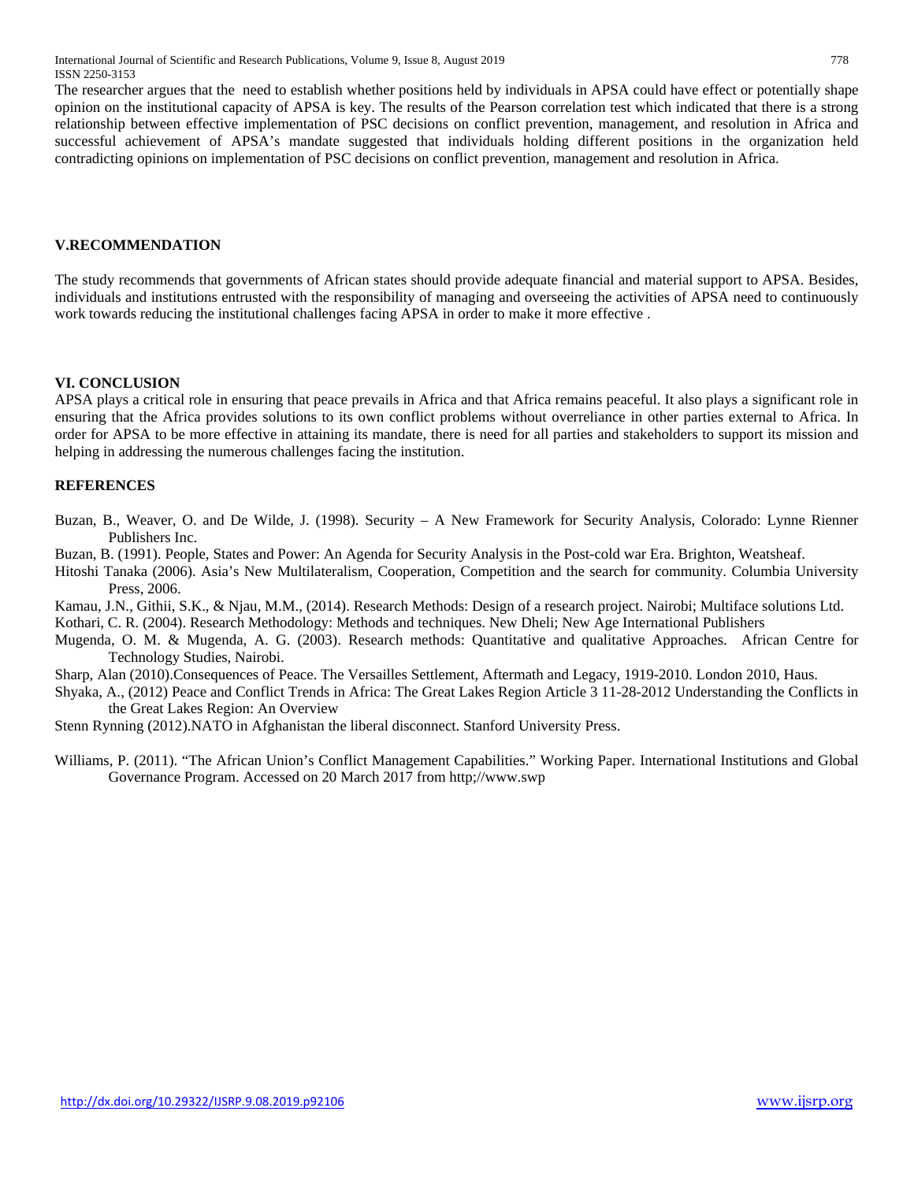The researcher argues that the need to establish whether positions held by individuals in APSA could have effect or potentially shape opinion on the institutional capacity of APSA is key. The results of the Pearson correlation test which indicated that there is a strong relationship between effective implementation of PSC decisions on conflict prevention, management, and resolution in Africa and successful achievement of APSA's mandate suggested that individuals holding different positions in the organization held contradicting opinions on implementation of PSC decisions on conflict prevention, management and resolution in Africa.

## V.RECOMMENDATION

The study recommends that governments of African states should provide adequate financial and material support to APSA. Besides, individuals and institutions entrusted with the responsibility of managing and overseeing the activities of APSA need to continuously work towards reducing the institutional challenges facing APSA in order to make it more effective .

## VI. CONCLUSION

APSA plays a critical role in ensuring that peace prevails in Africa and that Africa remains peaceful. It also plays a significant role in ensuring that the Africa provides solutions to its own conflict problems without overreliance in other parties external to Africa. In order for APSA to be more effective in attaining its mandate, there is need for all parties and stakeholders to support its mission and helping in addressing the numerous challenges facing the institution.

## REFERENCES

Buzan, B., Weaver, O. and De Wilde, J. (1998). Security – A New Framework for Security Analysis, Colorado: Lynne Rienner Publishers Inc.

Buzan, B. (1991). People, States and Power: An Agenda for Security Analysis in the Post-cold war Era. Brighton, Weatsheaf.

Hitoshi Tanaka (2006). Asia's New Multilateralism, Cooperation, Competition and the search for community. Columbia University Press, 2006.

Kamau, J.N., Githii, S.K., & Njau, M.M., (2014). Research Methods: Design of a research project. Nairobi; Multiface solutions Ltd.

Kothari, C. R. (2004). Research Methodology: Methods and techniques. New Dheli; New Age International Publishers

Mugenda, O. M. & Mugenda, A. G. (2003). Research methods: Quantitative and qualitative Approaches. African Centre for Technology Studies, Nairobi.

Sharp, Alan (2010).Consequences of Peace. The Versailles Settlement, Aftermath and Legacy, 1919-2010. London 2010, Haus.

Shyaka, A., (2012) Peace and Conflict Trends in Africa: The Great Lakes Region Article 3 11-28-2012 Understanding the Conflicts in the Great Lakes Region: An Overview

Stenn Rynning (2012).NATO in Afghanistan the liberal disconnect. Stanford University Press.

Williams, P. (2011). "The African Union's Conflict Management Capabilities." Working Paper. International Institutions and Global Governance Program. Accessed on 20 March 2017 from http;//www.swp